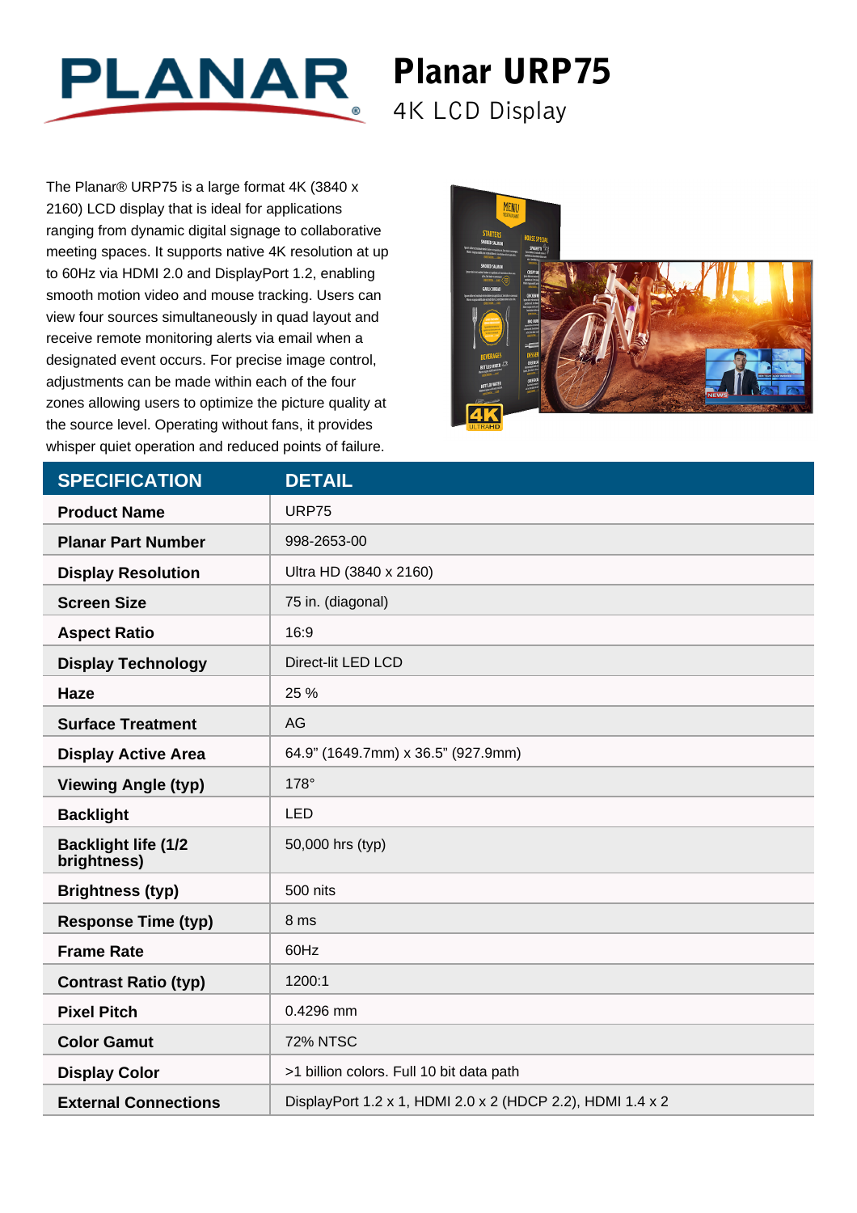# Planar URP75

## 4K LCD Display

The Planar® URP75 is a large format 4K (3840 x 2160) LCD display that is ideal for applications ranging from dynamic digital signage to collaborative meeting spaces. It supports native 4K resolution at up to 60Hz via HDMI 2.0 and DisplayPort 1.2, enabling smooth motion video and mouse tracking. Users can view four sources simultaneously in quad layout and receive remote monitoring alerts via email when a designated event occurs. For precise image control, adjustments can be made within each of the four zones allowing users to optimize the picture quality at the source level. Operating without fans, it provides whisper quiet operation and reduced points of failure.

| SPECIFICATION | DETAIL |
| --- | --- |
| **Product Name** | URP75 |
| **Planar Part Number** | 998-2653-00 |
| **Display Resolution** | Ultra HD (3840 x 2160) |
| **Screen Size** | 75 in. (diagonal) |
| **Aspect Ratio** | 16:9 |
| **Display Technology** | Direct-lit LED LCD |
| **Haze** | 25 % |
| **Surface Treatment** | AG |
| **Display Active Area** | 64.9" (1649.7mm) x 36.5" (927.9mm) |
| **Viewing Angle (typ)** | 178° |
| **Backlight** | LED |
| **Backlight life (1/2 brightness)** | 50,000 hrs (typ) |
| **Brightness (typ)** | 500 nits |
| **Response Time (typ)** | 8 ms |
| **Frame Rate** | 60Hz |
| **Contrast Ratio (typ)** | 1200:1 |
| **Pixel Pitch** | 0.4296 mm |
| **Color Gamut** | 72% NTSC |
| **Display Color** | >1 billion colors. Full 10 bit data path |
| **External Connections** | DisplayPort 1.2 x 1, HDMI 2.0 x 2 (HDCP 2.2), HDMI 1.4 x 2 |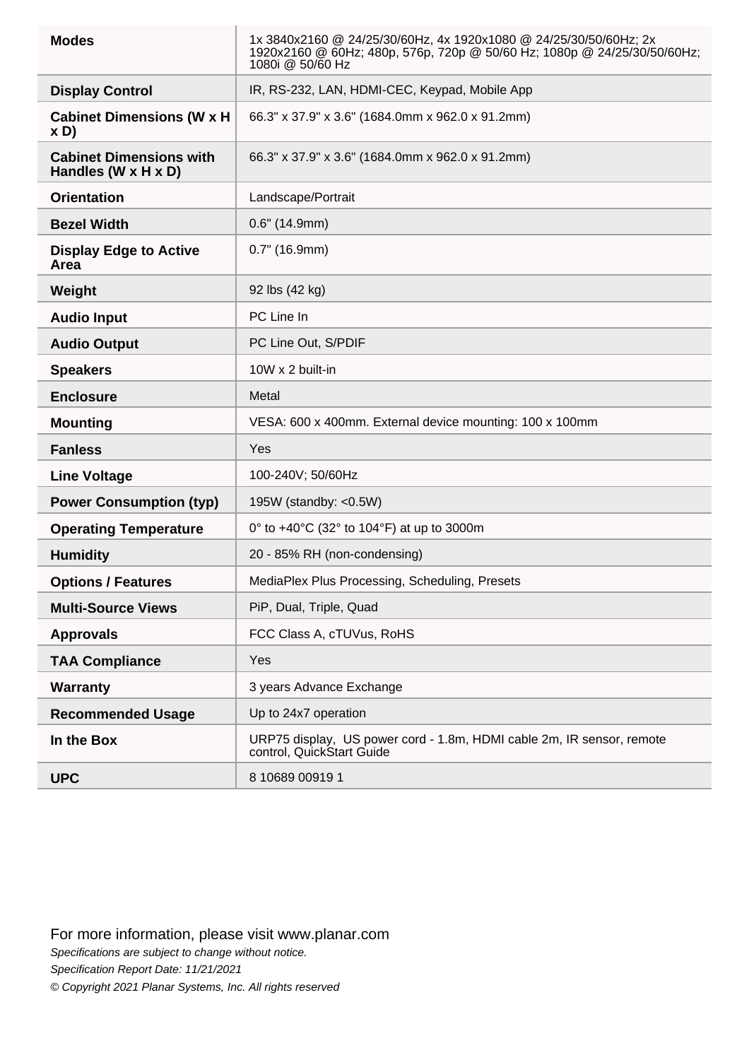| | |
|---|---|
| **Modes** | 1x 3840x2160 @ 24/25/30/60Hz, 4x 1920x1080 @ 24/25/30/50/60Hz; 2x 1920x2160 @ 60Hz; 480p, 576p, 720p @ 50/60 Hz; 1080p @ 24/25/30/50/60Hz; 1080i @ 50/60 Hz |
| **Display Control** | IR, RS-232, LAN, HDMI-CEC, Keypad, Mobile App |
| **Cabinet Dimensions (W x H x D)** | 66.3" x 37.9" x 3.6" (1684.0mm x 962.0 x 91.2mm) |
| **Cabinet Dimensions with Handles (W x H x D)** | 66.3" x 37.9" x 3.6" (1684.0mm x 962.0 x 91.2mm) |
| **Orientation** | Landscape/Portrait |
| **Bezel Width** | 0.6" (14.9mm) |
| **Display Edge to Active Area** | 0.7" (16.9mm) |
| **Weight** | 92 lbs (42 kg) |
| **Audio Input** | PC Line In |
| **Audio Output** | PC Line Out, S/PDIF |
| **Speakers** | 10W x 2 built-in |
| **Enclosure** | Metal |
| **Mounting** | VESA: 600 x 400mm. External device mounting: 100 x 100mm |
| **Fanless** | Yes |
| **Line Voltage** | 100-240V; 50/60Hz |
| **Power Consumption (typ)** | 195W (standby: <0.5W) |
| **Operating Temperature** | 0° to +40°C (32° to 104°F) at up to 3000m |
| **Humidity** | 20 - 85% RH (non-condensing) |
| **Options / Features** | MediaPlex Plus Processing, Scheduling, Presets |
| **Multi-Source Views** | PiP, Dual, Triple, Quad |
| **Approvals** | FCC Class A, cTUVus, RoHS |
| **TAA Compliance** | Yes |
| **Warranty** | 3 years Advance Exchange |
| **Recommended Usage** | Up to 24x7 operation |
| **In the Box** | URP75 display, US power cord - 1.8m, HDMI cable 2m, IR sensor, remote control, QuickStart Guide |
| **UPC** | 8 10689 00919 1 |

For more information, please visit www.planar.com

*Specifications are subject to change without notice.*

*Specification Report Date: 11/21/2021*

*© Copyright 2021 Planar Systems, Inc. All rights reserved*